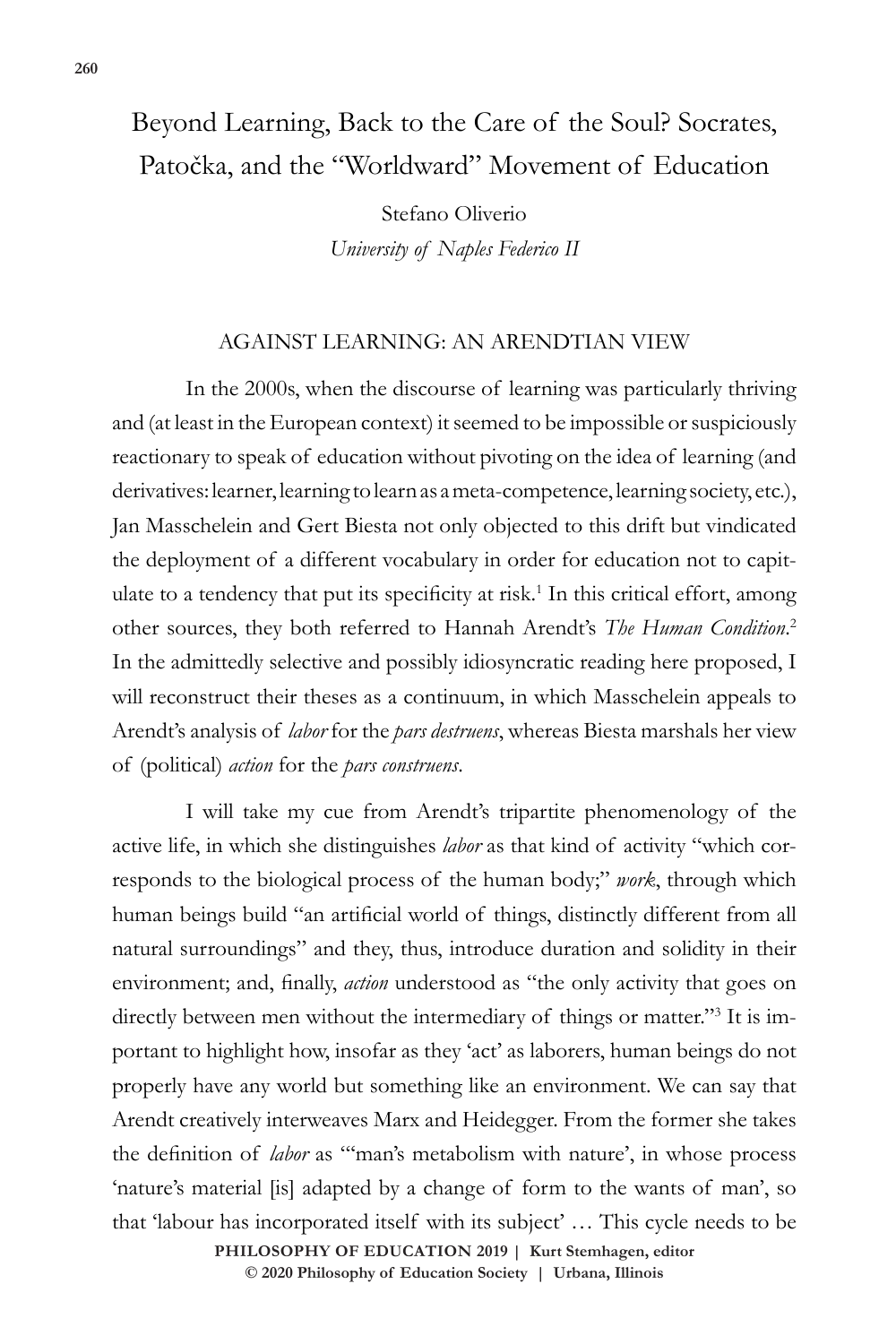# Beyond Learning, Back to the Care of the Soul? Socrates, Patočka, and the "Worldward" Movement of Education

Stefano Oliverio
*University of Naples Federico II*

## AGAINST LEARNING: AN ARENDTIAN VIEW

In the 2000s, when the discourse of learning was particularly thriving and (at least in the European context) it seemed to be impossible or suspiciously reactionary to speak of education without pivoting on the idea of learning (and derivatives: learner, learning to learn as a meta-competence, learning society, etc.), Jan Masschelein and Gert Biesta not only objected to this drift but vindicated the deployment of a different vocabulary in order for education not to capitulate to a tendency that put its specificity at risk.[1] In this critical effort, among other sources, they both referred to Hannah Arendt's *The Human Condition*.[2] In the admittedly selective and possibly idiosyncratic reading here proposed, I will reconstruct their theses as a continuum, in which Masschelein appeals to Arendt's analysis of *labor* for the *pars destruens*, whereas Biesta marshals her view of (political) *action* for the *pars construens*.

I will take my cue from Arendt's tripartite phenomenology of the active life, in which she distinguishes *labor* as that kind of activity "which corresponds to the biological process of the human body;" *work*, through which human beings build "an artificial world of things, distinctly different from all natural surroundings" and they, thus, introduce duration and solidity in their environment; and, finally, *action* understood as "the only activity that goes on directly between men without the intermediary of things or matter."[3] It is important to highlight how, insofar as they 'act' as laborers, human beings do not properly have any world but something like an environment. We can say that Arendt creatively interweaves Marx and Heidegger. From the former she takes the definition of *labor* as "'man's metabolism with nature', in whose process 'nature's material [is] adapted by a change of form to the wants of man', so that 'labour has incorporated itself with its subject' … This cycle needs to be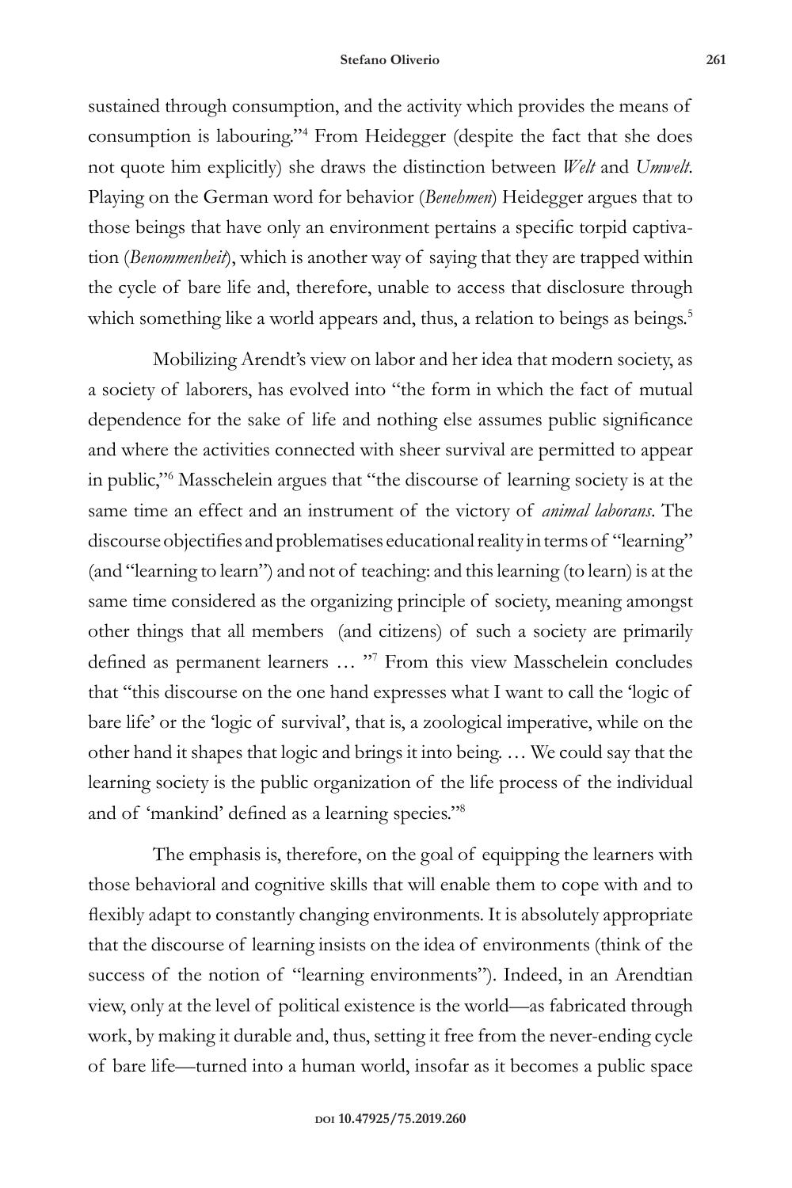sustained through consumption, and the activity which provides the means of consumption is labouring."[4] From Heidegger (despite the fact that she does not quote him explicitly) she draws the distinction between *Welt* and *Umwelt*. Playing on the German word for behavior (*Benehmen*) Heidegger argues that to those beings that have only an environment pertains a specific torpid captivation (*Benommenheit*), which is another way of saying that they are trapped within the cycle of bare life and, therefore, unable to access that disclosure through which something like a world appears and, thus, a relation to beings as beings.[5]

Mobilizing Arendt's view on labor and her idea that modern society, as a society of laborers, has evolved into "the form in which the fact of mutual dependence for the sake of life and nothing else assumes public significance and where the activities connected with sheer survival are permitted to appear in public,"[6] Masschelein argues that "the discourse of learning society is at the same time an effect and an instrument of the victory of *animal laborans*. The discourse objectifies and problematises educational reality in terms of "learning" (and "learning to learn") and not of teaching: and this learning (to learn) is at the same time considered as the organizing principle of society, meaning amongst other things that all members (and citizens) of such a society are primarily defined as permanent learners … "[7] From this view Masschelein concludes that "this discourse on the one hand expresses what I want to call the 'logic of bare life' or the 'logic of survival', that is, a zoological imperative, while on the other hand it shapes that logic and brings it into being. … We could say that the learning society is the public organization of the life process of the individual and of 'mankind' defined as a learning species."[8]

The emphasis is, therefore, on the goal of equipping the learners with those behavioral and cognitive skills that will enable them to cope with and to flexibly adapt to constantly changing environments. It is absolutely appropriate that the discourse of learning insists on the idea of environments (think of the success of the notion of "learning environments"). Indeed, in an Arendtian view, only at the level of political existence is the world—as fabricated through work, by making it durable and, thus, setting it free from the never-ending cycle of bare life—turned into a human world, insofar as it becomes a public space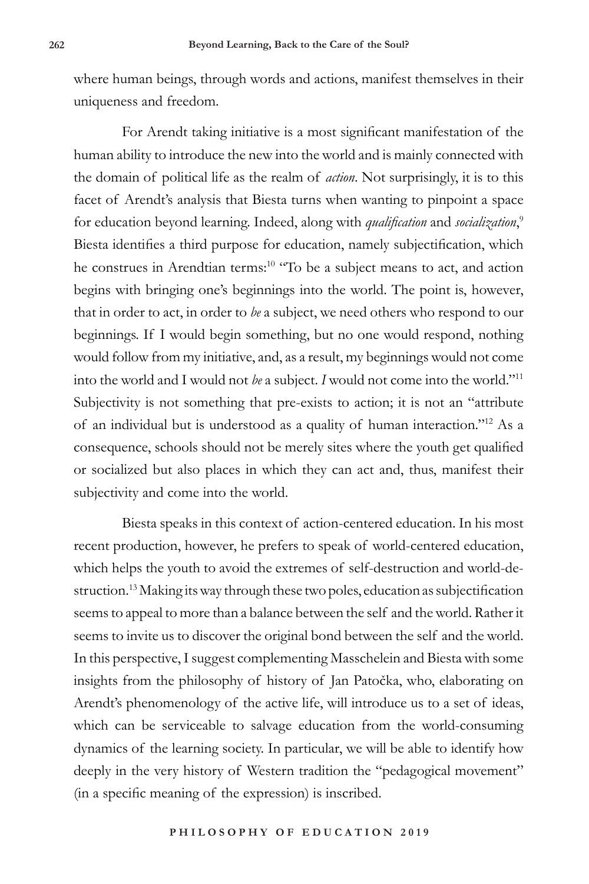where human beings, through words and actions, manifest themselves in their uniqueness and freedom.

For Arendt taking initiative is a most significant manifestation of the human ability to introduce the new into the world and is mainly connected with the domain of political life as the realm of *action*. Not surprisingly, it is to this facet of Arendt's analysis that Biesta turns when wanting to pinpoint a space for education beyond learning. Indeed, along with *qualification* and *socialization*,[9] Biesta identifies a third purpose for education, namely subjectification, which he construes in Arendtian terms:[10] "To be a subject means to act, and action begins with bringing one's beginnings into the world. The point is, however, that in order to act, in order to *be* a subject, we need others who respond to our beginnings. If I would begin something, but no one would respond, nothing would follow from my initiative, and, as a result, my beginnings would not come into the world and I would not *be* a subject. *I* would not come into the world."[11] Subjectivity is not something that pre-exists to action; it is not an "attribute of an individual but is understood as a quality of human interaction."[12] As a consequence, schools should not be merely sites where the youth get qualified or socialized but also places in which they can act and, thus, manifest their subjectivity and come into the world.

Biesta speaks in this context of action-centered education. In his most recent production, however, he prefers to speak of world-centered education, which helps the youth to avoid the extremes of self-destruction and world-destruction.[13] Making its way through these two poles, education as subjectification seems to appeal to more than a balance between the self and the world. Rather it seems to invite us to discover the original bond between the self and the world. In this perspective, I suggest complementing Masschelein and Biesta with some insights from the philosophy of history of Jan Patočka, who, elaborating on Arendt's phenomenology of the active life, will introduce us to a set of ideas, which can be serviceable to salvage education from the world-consuming dynamics of the learning society. In particular, we will be able to identify how deeply in the very history of Western tradition the "pedagogical movement" (in a specific meaning of the expression) is inscribed.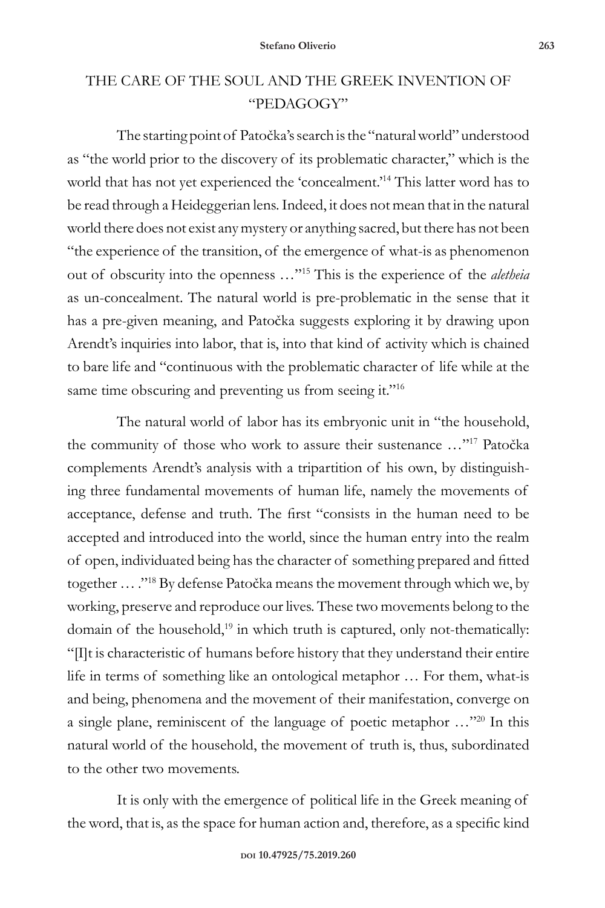## THE CARE OF THE SOUL AND THE GREEK INVENTION OF "PEDAGOGY"

The starting point of Patočka's search is the "natural world" understood as "the world prior to the discovery of its problematic character," which is the world that has not yet experienced the 'concealment.'[14] This latter word has to be read through a Heideggerian lens. Indeed, it does not mean that in the natural world there does not exist any mystery or anything sacred, but there has not been "the experience of the transition, of the emergence of what-is as phenomenon out of obscurity into the openness …"[15] This is the experience of the *aletheia* as un-concealment. The natural world is pre-problematic in the sense that it has a pre-given meaning, and Patočka suggests exploring it by drawing upon Arendt's inquiries into labor, that is, into that kind of activity which is chained to bare life and "continuous with the problematic character of life while at the same time obscuring and preventing us from seeing it."[16]

The natural world of labor has its embryonic unit in "the household, the community of those who work to assure their sustenance …"[17] Patočka complements Arendt's analysis with a tripartition of his own, by distinguishing three fundamental movements of human life, namely the movements of acceptance, defense and truth. The first "consists in the human need to be accepted and introduced into the world, since the human entry into the realm of open, individuated being has the character of something prepared and fitted together … ."[18] By defense Patočka means the movement through which we, by working, preserve and reproduce our lives. These two movements belong to the domain of the household,[19] in which truth is captured, only not-thematically: "[I]t is characteristic of humans before history that they understand their entire life in terms of something like an ontological metaphor … For them, what-is and being, phenomena and the movement of their manifestation, converge on a single plane, reminiscent of the language of poetic metaphor …"[20] In this natural world of the household, the movement of truth is, thus, subordinated to the other two movements.

It is only with the emergence of political life in the Greek meaning of the word, that is, as the space for human action and, therefore, as a specific kind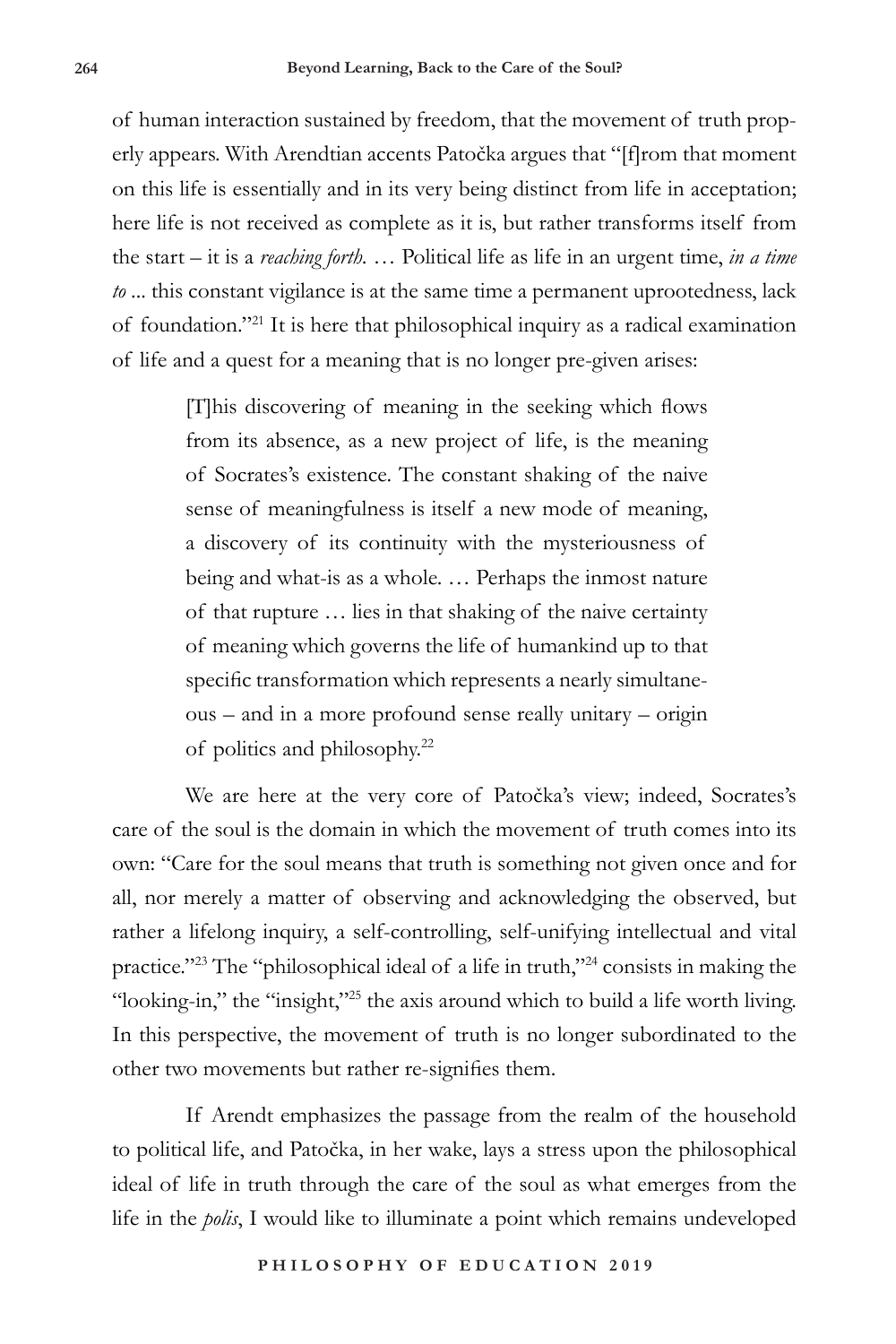of human interaction sustained by freedom, that the movement of truth properly appears. With Arendtian accents Patočka argues that "[f]rom that moment on this life is essentially and in its very being distinct from life in acceptation; here life is not received as complete as it is, but rather transforms itself from the start – it is a *reaching forth.* … Political life as life in an urgent time, *in a time to* ... this constant vigilance is at the same time a permanent uprootedness, lack of foundation."[21] It is here that philosophical inquiry as a radical examination of life and a quest for a meaning that is no longer pre-given arises:

> [T]his discovering of meaning in the seeking which flows from its absence, as a new project of life, is the meaning of Socrates's existence. The constant shaking of the naive sense of meaningfulness is itself a new mode of meaning, a discovery of its continuity with the mysteriousness of being and what-is as a whole. … Perhaps the inmost nature of that rupture … lies in that shaking of the naive certainty of meaning which governs the life of humankind up to that specific transformation which represents a nearly simultaneous – and in a more profound sense really unitary – origin of politics and philosophy.[22]

We are here at the very core of Patočka's view; indeed, Socrates's care of the soul is the domain in which the movement of truth comes into its own: "Care for the soul means that truth is something not given once and for all, nor merely a matter of observing and acknowledging the observed, but rather a lifelong inquiry, a self-controlling, self-unifying intellectual and vital practice."[23] The "philosophical ideal of a life in truth,"[24] consists in making the "looking-in," the "insight,"[25] the axis around which to build a life worth living. In this perspective, the movement of truth is no longer subordinated to the other two movements but rather re-signifies them.

If Arendt emphasizes the passage from the realm of the household to political life, and Patočka, in her wake, lays a stress upon the philosophical ideal of life in truth through the care of the soul as what emerges from the life in the *polis*, I would like to illuminate a point which remains undeveloped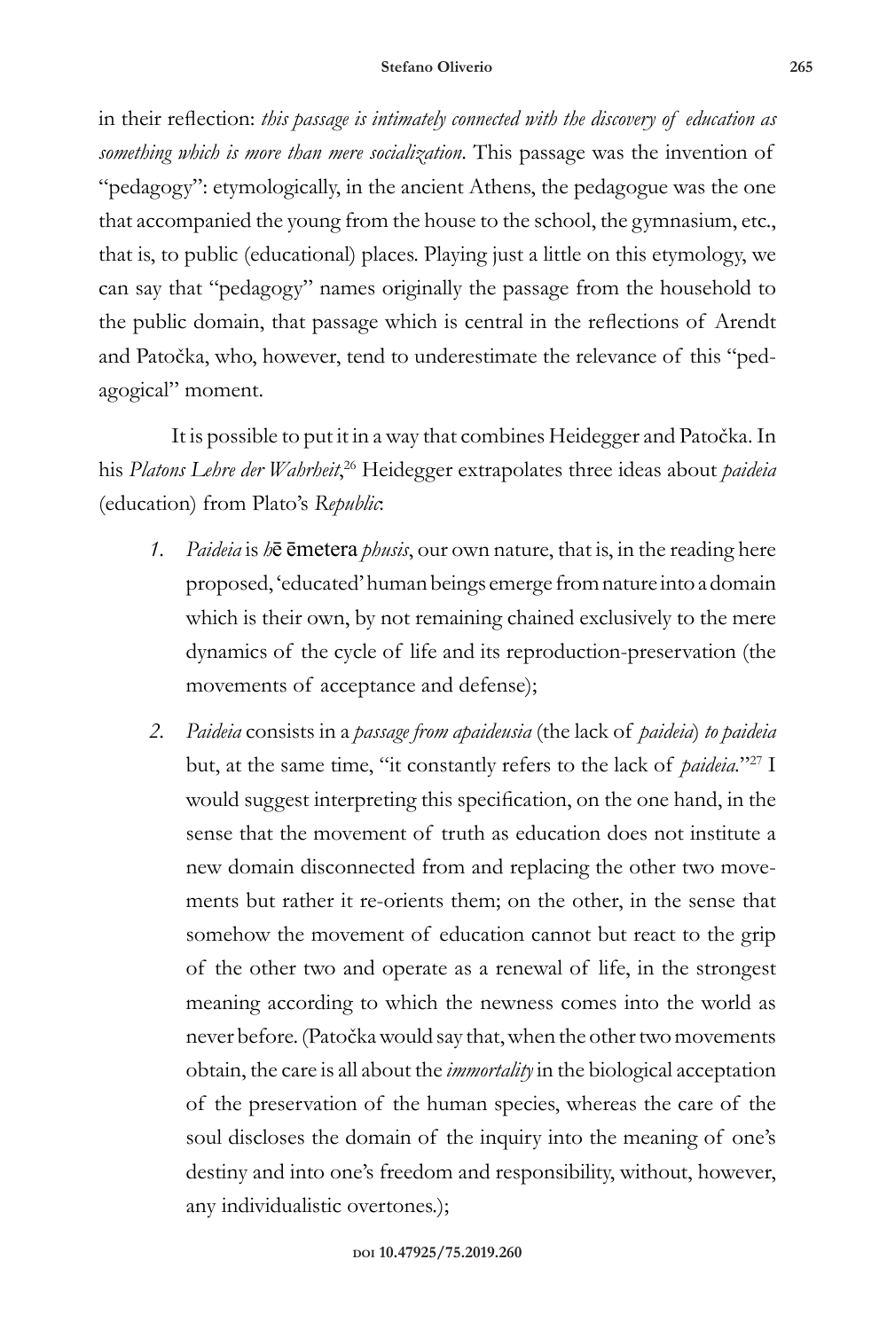in their reflection: *this passage is intimately connected with the discovery of education as something which is more than mere socialization*. This passage was the invention of "pedagogy": etymologically, in the ancient Athens, the pedagogue was the one that accompanied the young from the house to the school, the gymnasium, etc., that is, to public (educational) places. Playing just a little on this etymology, we can say that "pedagogy" names originally the passage from the household to the public domain, that passage which is central in the reflections of Arendt and Patočka, who, however, tend to underestimate the relevance of this "pedagogical" moment.

It is possible to put it in a way that combines Heidegger and Patočka. In his *Platons Lehre der Wahrheit*,[26] Heidegger extrapolates three ideas about *paideia* (education) from Plato's *Republic*:

1. *Paideia* is *h*ē ēmetera *phusis*, our own nature, that is, in the reading here proposed, 'educated' human beings emerge from nature into a domain which is their own, by not remaining chained exclusively to the mere dynamics of the cycle of life and its reproduction-preservation (the movements of acceptance and defense);
2. *Paideia* consists in a *passage from apaideusia* (the lack of *paideia*) *to paideia* but, at the same time, "it constantly refers to the lack of *paideia*."[27] I would suggest interpreting this specification, on the one hand, in the sense that the movement of truth as education does not institute a new domain disconnected from and replacing the other two movements but rather it re-orients them; on the other, in the sense that somehow the movement of education cannot but react to the grip of the other two and operate as a renewal of life, in the strongest meaning according to which the newness comes into the world as never before. (Patočka would say that, when the other two movements obtain, the care is all about the *immortality* in the biological acceptation of the preservation of the human species, whereas the care of the soul discloses the domain of the inquiry into the meaning of one's destiny and into one's freedom and responsibility, without, however, any individualistic overtones.);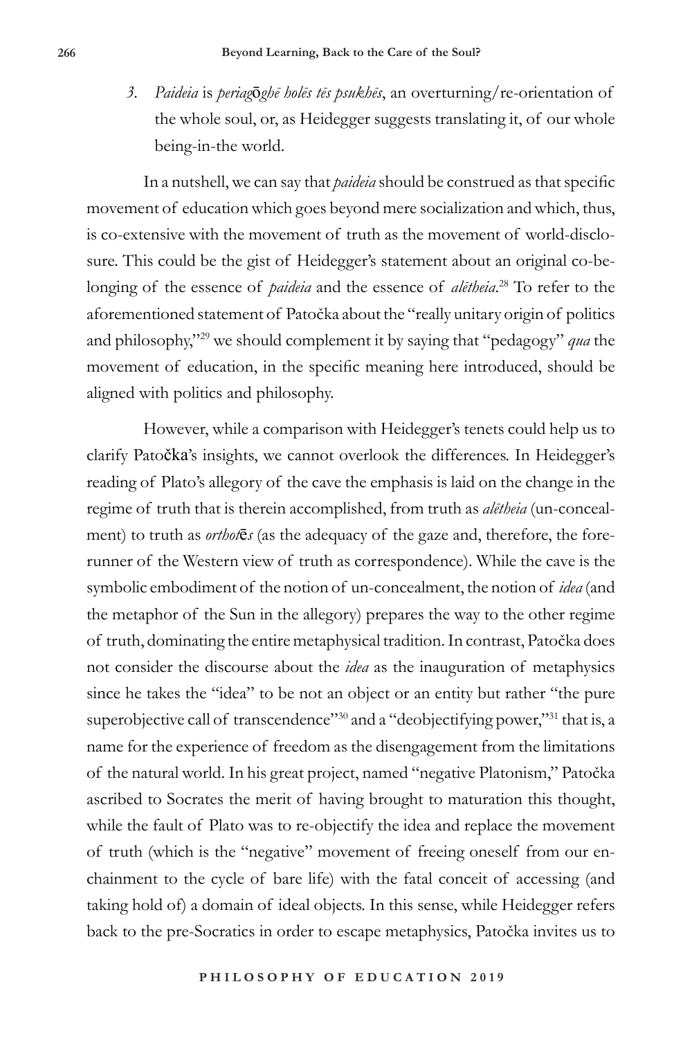3. *Paideia* is *periagōghē holēs tēs psukhēs*, an overturning/re-orientation of the whole soul, or, as Heidegger suggests translating it, of our whole being-in-the world.

In a nutshell, we can say that *paideia* should be construed as that specific movement of education which goes beyond mere socialization and which, thus, is co-extensive with the movement of truth as the movement of world-disclosure. This could be the gist of Heidegger's statement about an original co-belonging of the essence of *paideia* and the essence of *alētheia*.[28] To refer to the aforementioned statement of Patočka about the "really unitary origin of politics and philosophy,"[29] we should complement it by saying that "pedagogy" *qua* the movement of education, in the specific meaning here introduced, should be aligned with politics and philosophy.

However, while a comparison with Heidegger's tenets could help us to clarify Patočka's insights, we cannot overlook the differences. In Heidegger's reading of Plato's allegory of the cave the emphasis is laid on the change in the regime of truth that is therein accomplished, from truth as *alētheia* (un-concealment) to truth as *orthotēs* (as the adequacy of the gaze and, therefore, the forerunner of the Western view of truth as correspondence). While the cave is the symbolic embodiment of the notion of un-concealment, the notion of *idea* (and the metaphor of the Sun in the allegory) prepares the way to the other regime of truth, dominating the entire metaphysical tradition. In contrast, Patočka does not consider the discourse about the *idea* as the inauguration of metaphysics since he takes the "idea" to be not an object or an entity but rather "the pure superobjective call of transcendence"[30] and a "deobjectifying power,"[31] that is, a name for the experience of freedom as the disengagement from the limitations of the natural world. In his great project, named "negative Platonism," Patočka ascribed to Socrates the merit of having brought to maturation this thought, while the fault of Plato was to re-objectify the idea and replace the movement of truth (which is the "negative" movement of freeing oneself from our enchainment to the cycle of bare life) with the fatal conceit of accessing (and taking hold of) a domain of ideal objects. In this sense, while Heidegger refers back to the pre-Socratics in order to escape metaphysics, Patočka invites us to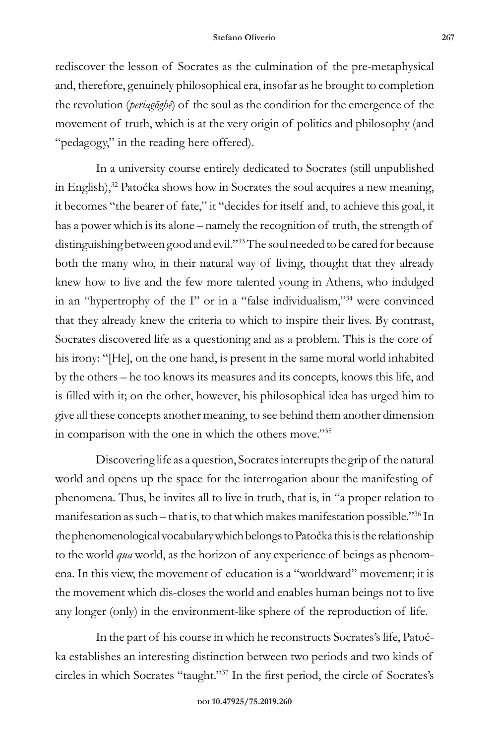rediscover the lesson of Socrates as the culmination of the pre-metaphysical and, therefore, genuinely philosophical era, insofar as he brought to completion the revolution (*periagōghê*) of the soul as the condition for the emergence of the movement of truth, which is at the very origin of politics and philosophy (and "pedagogy," in the reading here offered).

In a university course entirely dedicated to Socrates (still unpublished in English),[32] Patočka shows how in Socrates the soul acquires a new meaning, it becomes "the bearer of fate," it "decides for itself and, to achieve this goal, it has a power which is its alone – namely the recognition of truth, the strength of distinguishing between good and evil."[33] The soul needed to be cared for because both the many who, in their natural way of living, thought that they already knew how to live and the few more talented young in Athens, who indulged in an "hypertrophy of the I" or in a "false individualism,"[34] were convinced that they already knew the criteria to which to inspire their lives. By contrast, Socrates discovered life as a questioning and as a problem. This is the core of his irony: "[He], on the one hand, is present in the same moral world inhabited by the others – he too knows its measures and its concepts, knows this life, and is filled with it; on the other, however, his philosophical idea has urged him to give all these concepts another meaning, to see behind them another dimension in comparison with the one in which the others move."[35]

Discovering life as a question, Socrates interrupts the grip of the natural world and opens up the space for the interrogation about the manifesting of phenomena. Thus, he invites all to live in truth, that is, in "a proper relation to manifestation as such – that is, to that which makes manifestation possible."[36] In the phenomenological vocabulary which belongs to Patočka this is the relationship to the world *qua* world, as the horizon of any experience of beings as phenomena. In this view, the movement of education is a "worldward" movement; it is the movement which dis-closes the world and enables human beings not to live any longer (only) in the environment-like sphere of the reproduction of life.

In the part of his course in which he reconstructs Socrates's life, Patočka establishes an interesting distinction between two periods and two kinds of circles in which Socrates "taught."[37] In the first period, the circle of Socrates's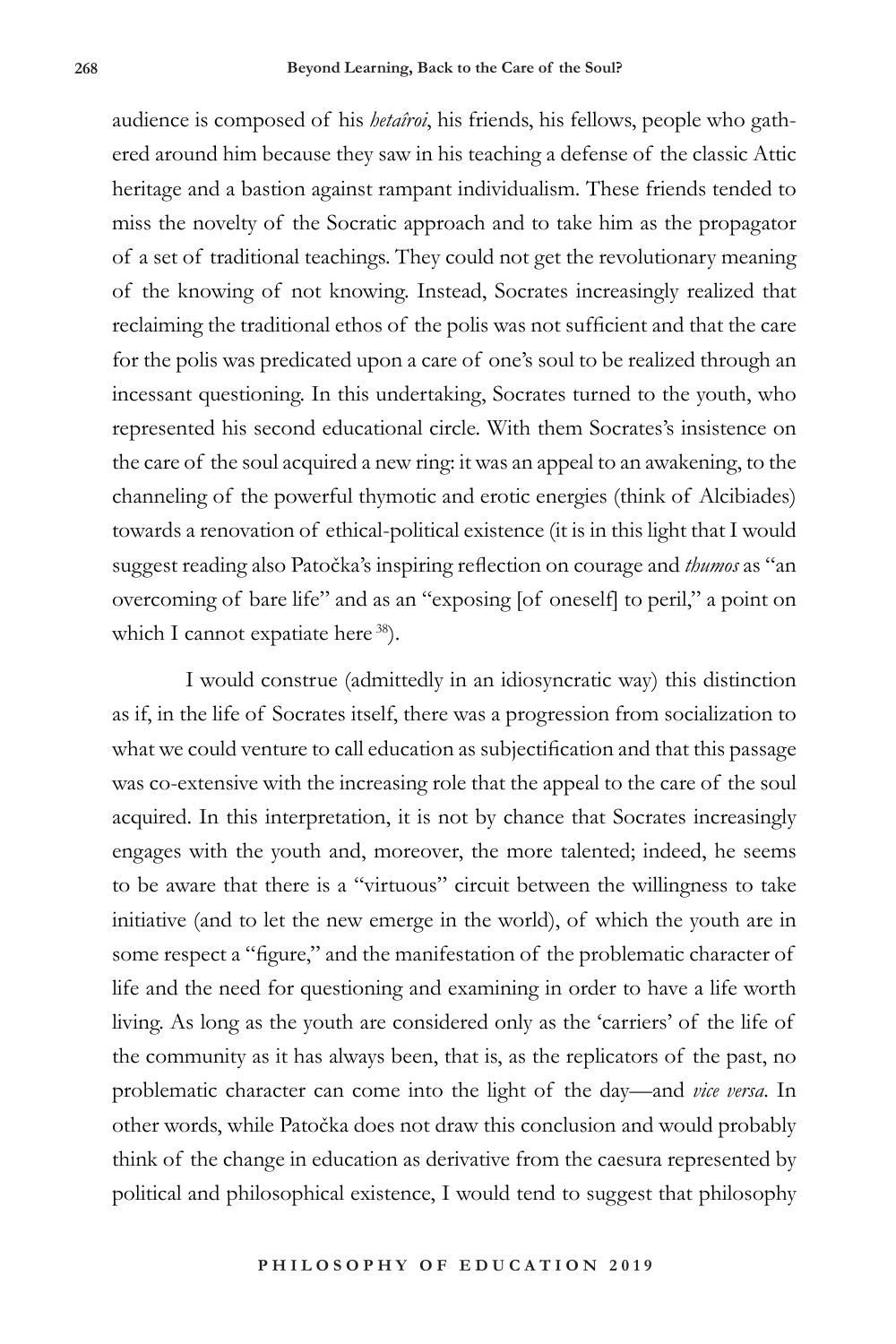audience is composed of his *hetaîroi*, his friends, his fellows, people who gathered around him because they saw in his teaching a defense of the classic Attic heritage and a bastion against rampant individualism. These friends tended to miss the novelty of the Socratic approach and to take him as the propagator of a set of traditional teachings. They could not get the revolutionary meaning of the knowing of not knowing. Instead, Socrates increasingly realized that reclaiming the traditional ethos of the polis was not sufficient and that the care for the polis was predicated upon a care of one's soul to be realized through an incessant questioning. In this undertaking, Socrates turned to the youth, who represented his second educational circle. With them Socrates's insistence on the care of the soul acquired a new ring: it was an appeal to an awakening, to the channeling of the powerful thymotic and erotic energies (think of Alcibiades) towards a renovation of ethical-political existence (it is in this light that I would suggest reading also Patočka's inspiring reflection on courage and *thumos* as "an overcoming of bare life" and as an "exposing [of oneself] to peril," a point on which I cannot expatiate here [38]).

I would construe (admittedly in an idiosyncratic way) this distinction as if, in the life of Socrates itself, there was a progression from socialization to what we could venture to call education as subjectification and that this passage was co-extensive with the increasing role that the appeal to the care of the soul acquired. In this interpretation, it is not by chance that Socrates increasingly engages with the youth and, moreover, the more talented; indeed, he seems to be aware that there is a "virtuous" circuit between the willingness to take initiative (and to let the new emerge in the world), of which the youth are in some respect a "figure," and the manifestation of the problematic character of life and the need for questioning and examining in order to have a life worth living. As long as the youth are considered only as the 'carriers' of the life of the community as it has always been, that is, as the replicators of the past, no problematic character can come into the light of the day—and *vice versa*. In other words, while Patočka does not draw this conclusion and would probably think of the change in education as derivative from the caesura represented by political and philosophical existence, I would tend to suggest that philosophy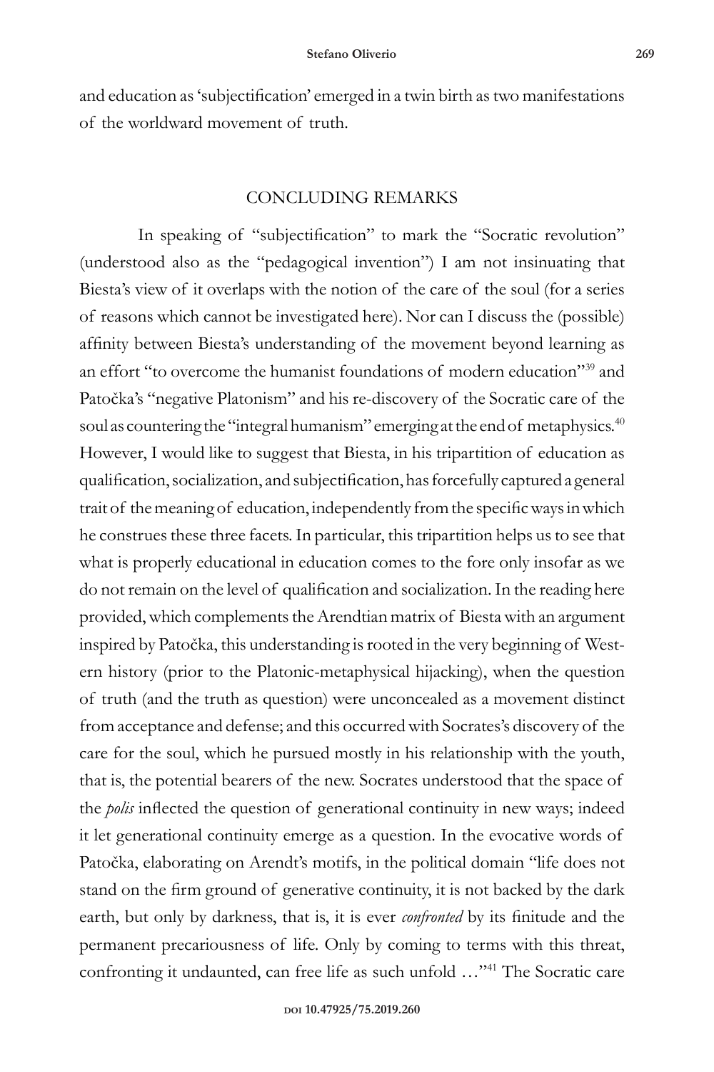and education as 'subjectification' emerged in a twin birth as two manifestations of the worldward movement of truth.

## CONCLUDING REMARKS

In speaking of "subjectification" to mark the "Socratic revolution" (understood also as the "pedagogical invention") I am not insinuating that Biesta's view of it overlaps with the notion of the care of the soul (for a series of reasons which cannot be investigated here). Nor can I discuss the (possible) affinity between Biesta's understanding of the movement beyond learning as an effort "to overcome the humanist foundations of modern education"[39] and Patočka's "negative Platonism" and his re-discovery of the Socratic care of the soul as countering the "integral humanism" emerging at the end of metaphysics.[40] However, I would like to suggest that Biesta, in his tripartition of education as qualification, socialization, and subjectification, has forcefully captured a general trait of the meaning of education, independently from the specific ways in which he construes these three facets. In particular, this tripartition helps us to see that what is properly educational in education comes to the fore only insofar as we do not remain on the level of qualification and socialization. In the reading here provided, which complements the Arendtian matrix of Biesta with an argument inspired by Patočka, this understanding is rooted in the very beginning of Western history (prior to the Platonic-metaphysical hijacking), when the question of truth (and the truth as question) were unconcealed as a movement distinct from acceptance and defense; and this occurred with Socrates's discovery of the care for the soul, which he pursued mostly in his relationship with the youth, that is, the potential bearers of the new. Socrates understood that the space of the *polis* inflected the question of generational continuity in new ways; indeed it let generational continuity emerge as a question. In the evocative words of Patočka, elaborating on Arendt's motifs, in the political domain "life does not stand on the firm ground of generative continuity, it is not backed by the dark earth, but only by darkness, that is, it is ever *confronted* by its finitude and the permanent precariousness of life. Only by coming to terms with this threat, confronting it undaunted, can free life as such unfold …"[41] The Socratic care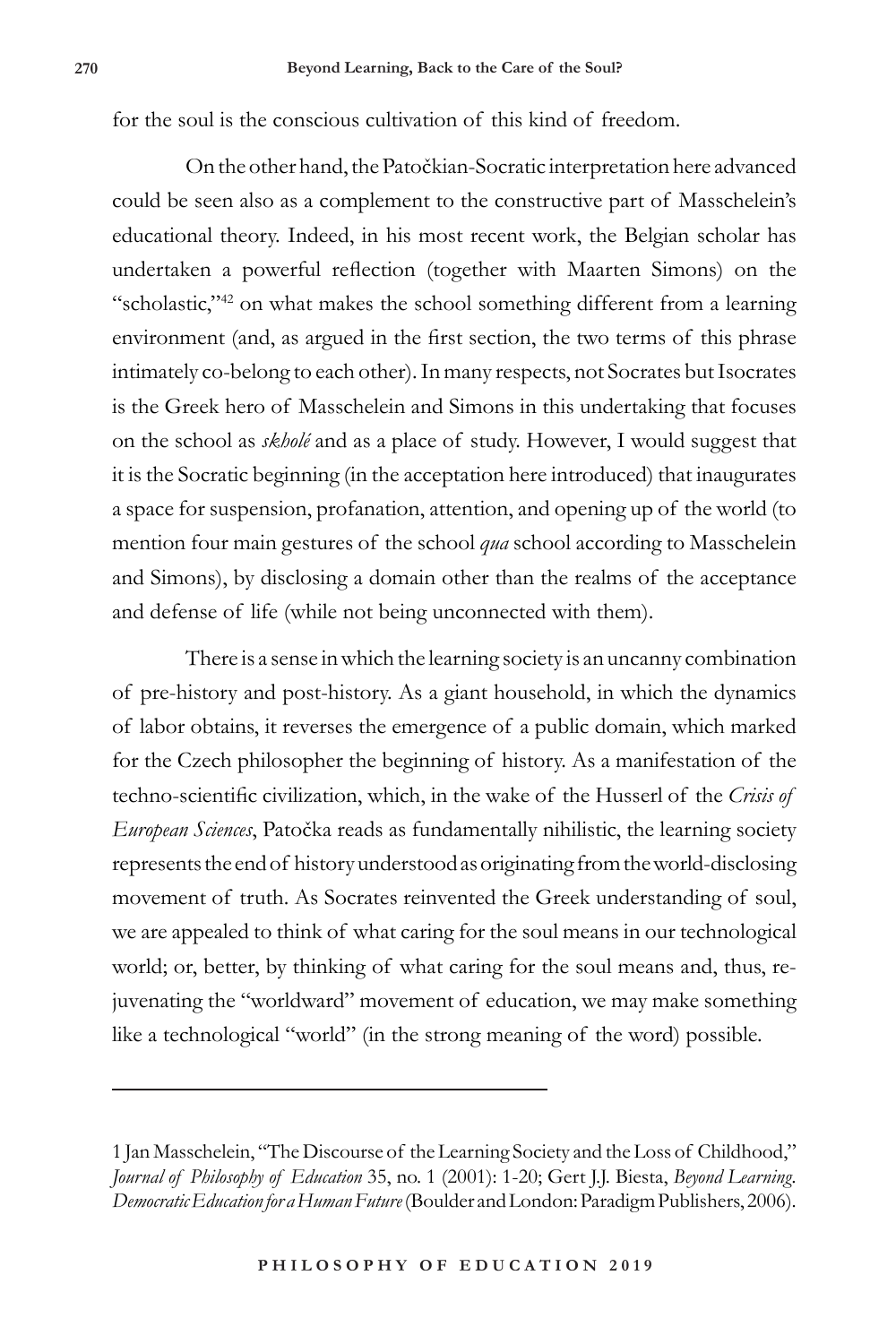for the soul is the conscious cultivation of this kind of freedom.

On the other hand, the Patočkian-Socratic interpretation here advanced could be seen also as a complement to the constructive part of Masschelein's educational theory. Indeed, in his most recent work, the Belgian scholar has undertaken a powerful reflection (together with Maarten Simons) on the "scholastic,"[42] on what makes the school something different from a learning environment (and, as argued in the first section, the two terms of this phrase intimately co-belong to each other). In many respects, not Socrates but Isocrates is the Greek hero of Masschelein and Simons in this undertaking that focuses on the school as *skholé* and as a place of study. However, I would suggest that it is the Socratic beginning (in the acceptation here introduced) that inaugurates a space for suspension, profanation, attention, and opening up of the world (to mention four main gestures of the school *qua* school according to Masschelein and Simons), by disclosing a domain other than the realms of the acceptance and defense of life (while not being unconnected with them).

There is a sense in which the learning society is an uncanny combination of pre-history and post-history. As a giant household, in which the dynamics of labor obtains, it reverses the emergence of a public domain, which marked for the Czech philosopher the beginning of history. As a manifestation of the techno-scientific civilization, which, in the wake of the Husserl of the *Crisis of European Sciences*, Patočka reads as fundamentally nihilistic, the learning society represents the end of history understood as originating from the world-disclosing movement of truth. As Socrates reinvented the Greek understanding of soul, we are appealed to think of what caring for the soul means in our technological world; or, better, by thinking of what caring for the soul means and, thus, re-juvenating the "worldward" movement of education, we may make something like a technological "world" (in the strong meaning of the word) possible.

---

1 Jan Masschelein, "The Discourse of the Learning Society and the Loss of Childhood," *Journal of Philosophy of Education* 35, no. 1 (2001): 1-20; Gert J.J. Biesta, *Beyond Learning. Democratic Education for a Human Future* (Boulder and London: Paradigm Publishers, 2006).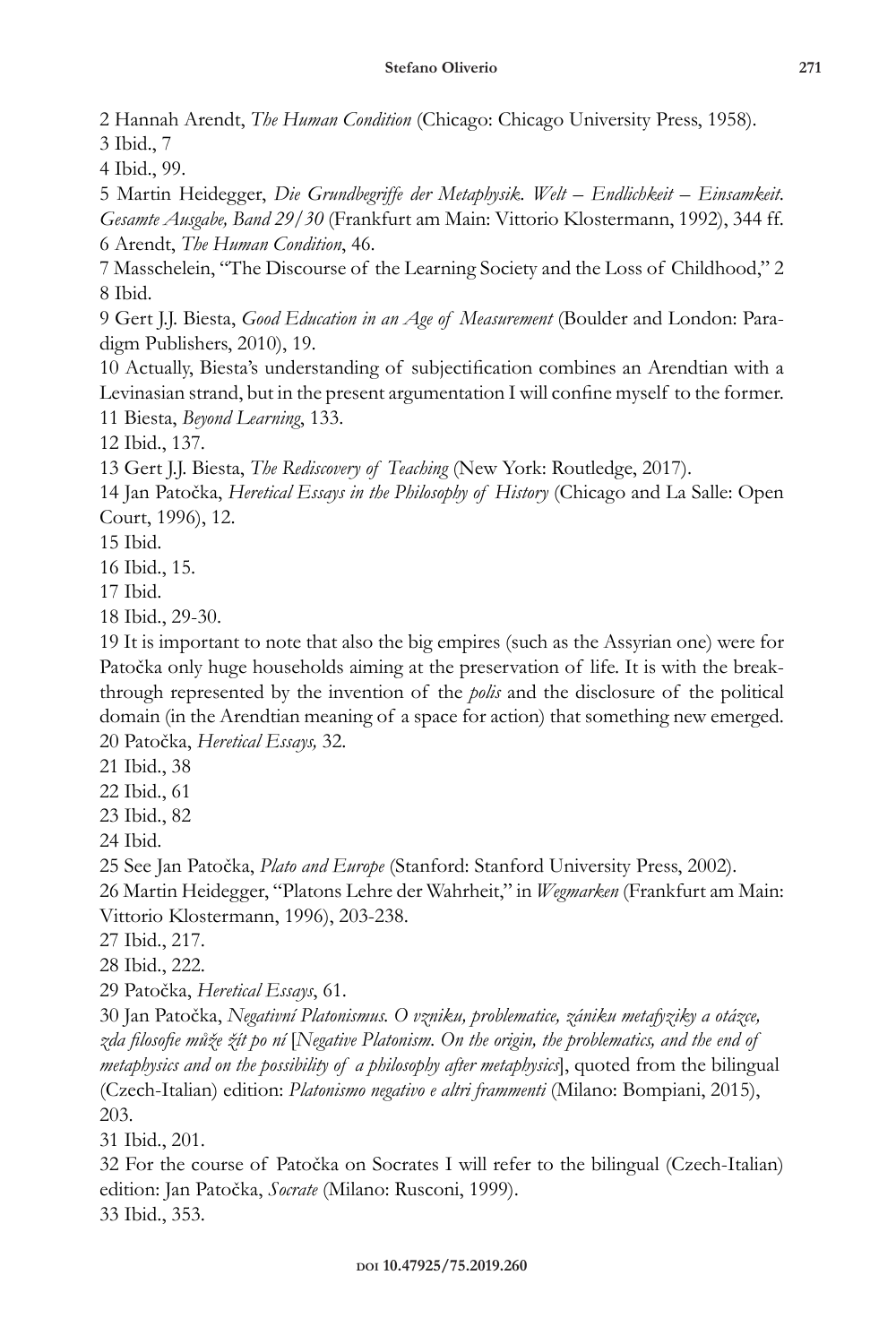2 Hannah Arendt, *The Human Condition* (Chicago: Chicago University Press, 1958).
3 Ibid., 7
4 Ibid., 99.
5 Martin Heidegger, *Die Grundbegriffe der Metaphysik. Welt – Endlichkeit – Einsamkeit. Gesamte Ausgabe, Band 29/30* (Frankfurt am Main: Vittorio Klostermann, 1992), 344 ff.
6 Arendt, *The Human Condition*, 46.
7 Masschelein, "The Discourse of the Learning Society and the Loss of Childhood," 2
8 Ibid.
9 Gert J.J. Biesta, *Good Education in an Age of Measurement* (Boulder and London: Paradigm Publishers, 2010), 19.
10 Actually, Biesta's understanding of subjectification combines an Arendtian with a Levinasian strand, but in the present argumentation I will confine myself to the former.
11 Biesta, *Beyond Learning*, 133.
12 Ibid., 137.
13 Gert J.J. Biesta, *The Rediscovery of Teaching* (New York: Routledge, 2017).
14 Jan Patočka, *Heretical Essays in the Philosophy of History* (Chicago and La Salle: Open Court, 1996), 12.
15 Ibid.
16 Ibid., 15.
17 Ibid.
18 Ibid., 29-30.
19 It is important to note that also the big empires (such as the Assyrian one) were for Patočka only huge households aiming at the preservation of life. It is with the breakthrough represented by the invention of the *polis* and the disclosure of the political domain (in the Arendtian meaning of a space for action) that something new emerged.
20 Patočka, *Heretical Essays,* 32.
21 Ibid., 38
22 Ibid., 61
23 Ibid., 82
24 Ibid.
25 See Jan Patočka, *Plato and Europe* (Stanford: Stanford University Press, 2002).
26 Martin Heidegger, "Platons Lehre der Wahrheit," in *Wegmarken* (Frankfurt am Main: Vittorio Klostermann, 1996), 203-238.
27 Ibid., 217.
28 Ibid., 222.
29 Patočka, *Heretical Essays*, 61.
30 Jan Patočka, *Negativní Platonismus. O vzniku, problematice, zániku metafyziky a otázce, zda filosofie může žít po ní* [*Negative Platonism. On the origin, the problematics, and the end of metaphysics and on the possibility of a philosophy after metaphysics*], quoted from the bilingual (Czech-Italian) edition: *Platonismo negativo e altri frammenti* (Milano: Bompiani, 2015), 203.
31 Ibid., 201.
32 For the course of Patočka on Socrates I will refer to the bilingual (Czech-Italian) edition: Jan Patočka, *Socrate* (Milano: Rusconi, 1999).
33 Ibid., 353.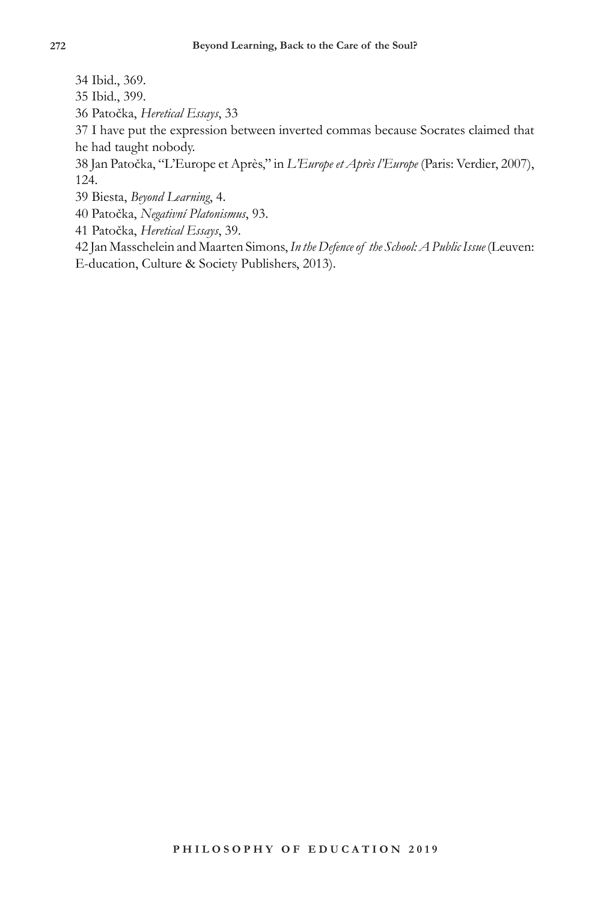34 Ibid., 369.

35 Ibid., 399.

36 Patočka, *Heretical Essays*, 33

37 I have put the expression between inverted commas because Socrates claimed that he had taught nobody.

38 Jan Patočka, "L'Europe et Après," in *L'Europe et Après l'Europe* (Paris: Verdier, 2007), 124.

39 Biesta, *Beyond Learning*, 4.

40 Patočka, *Negativní Platonismus*, 93.

41 Patočka, *Heretical Essays*, 39.

42 Jan Masschelein and Maarten Simons, *In the Defence of the School: A Public Issue* (Leuven: E-ducation, Culture & Society Publishers, 2013).